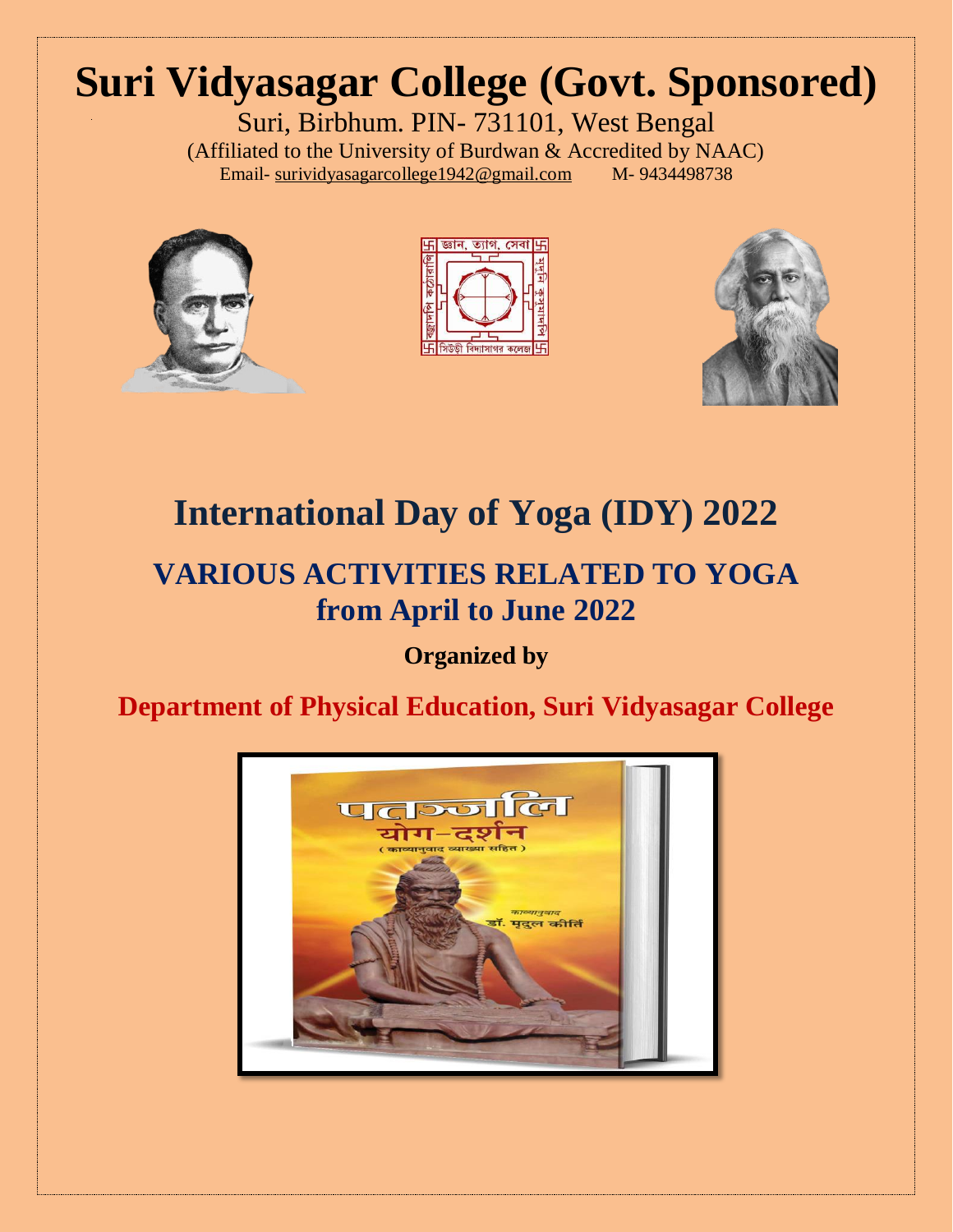# Suri Vidyasagar College (Govt. Sponsored)

Suri, Birbhum. PIN- 731101, West Bengal

(Affiliated to the University of Burdwan & Accredited by NAAC)

Email- surividyasagarcollege1942@gmail.com M- 9434498738

# International Day of Yoga (IDY) 2022

## VARIOUS ACTIVITIES RELATED TO YOGA from April to June 2022

**Organized by**

## Department of Physical Education, Suri Vidyasagar College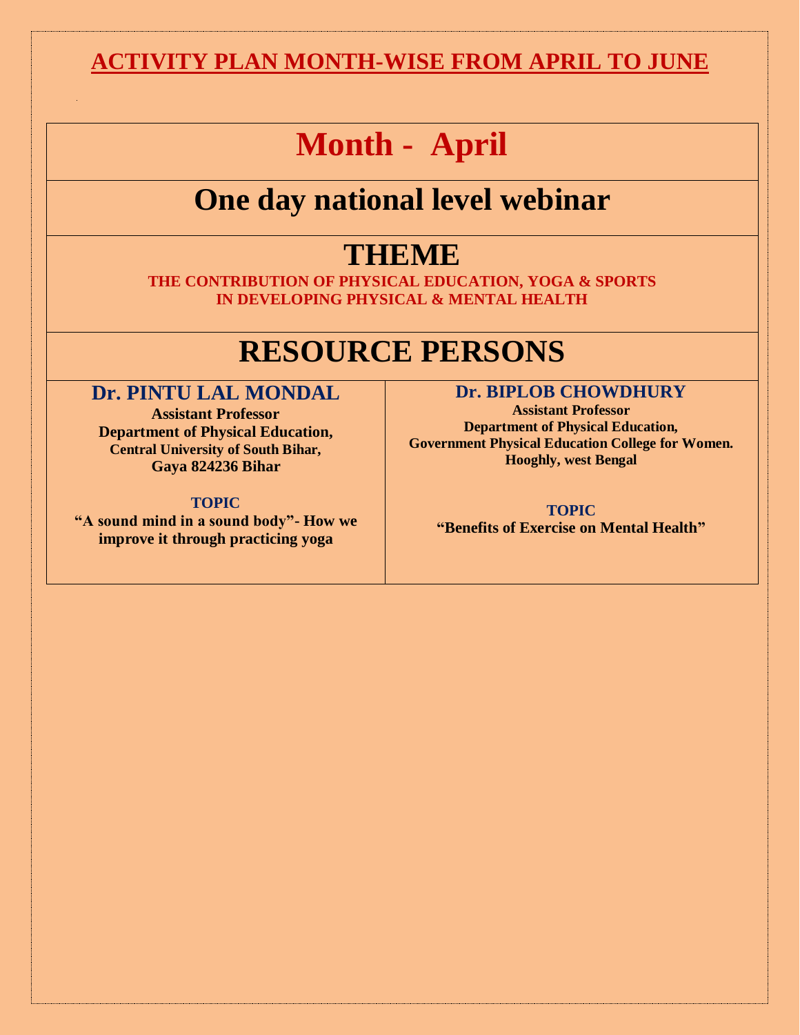# ACTIVITY PLAN MONTH-WISE FROM APRIL TO JUNE

## Month - April

## One day national level webinar

## THEME

**THE CONTRIBUTION OF PHYSICAL EDUCATION, YOGA & SPORTS IN DEVELOPING PHYSICAL & MENTAL HEALTH**

## RESOURCE PERSONS

| Dr. PINTU LAL MONDAL | Dr. BIPLOB CHOWDHURY |
| --- | --- |
| **Assistant Professor**<br>**Department of Physical Education,**<br>**Central University of South Bihar,**<br>**Gaya 824236 Bihar** | **Assistant Professor**<br>**Department of Physical Education,**<br>**Government Physical Education College for Women.**<br>**Hooghly, west Bengal** |
| **TOPIC**<br>**"A sound mind in a sound body"- How we improve it through practicing yoga** | **TOPIC**<br>**"Benefits of Exercise on Mental Health"** |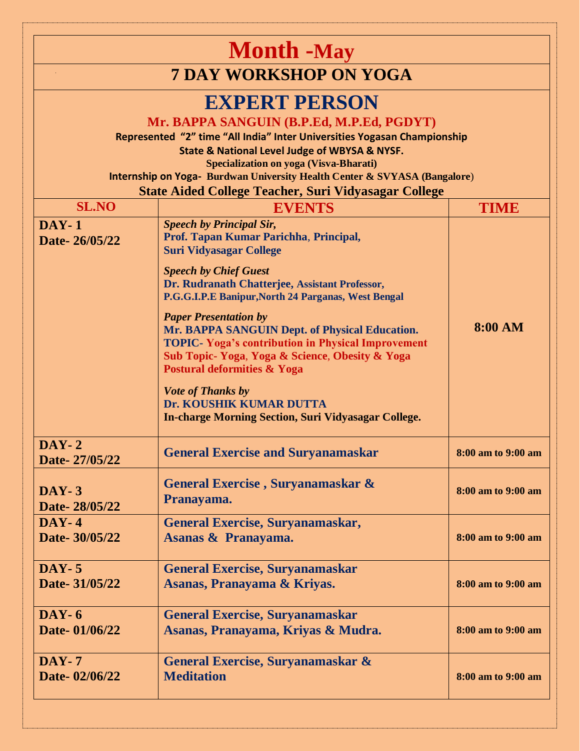# Month -May

## 7 DAY WORKSHOP ON YOGA

## EXPERT PERSON

**Mr. BAPPA SANGUIN (B.P.Ed, M.P.Ed, PGDYT)**

**Represented "2" time "All India" Inter Universities Yogasan Championship**

**State & National Level Judge of WBYSA & NYSF.**

**Specialization on yoga (Visva-Bharati)**

**Internship on Yoga- Burdwan University Health Center & SVYASA (Bangalore)**

**State Aided College Teacher, Suri Vidyasagar College**

| SL.NO | EVENTS | TIME |
|---|---|---|
| **DAY- 1**<br>**Date- 26/05/22** | ***Speech by Principal Sir,***<br>**Prof. Tapan Kumar Parichha, Principal,**<br>**Suri Vidyasagar College**<br><br>***Speech by Chief Guest***<br>**Dr. Rudranath Chatterjee, Assistant Professor,**<br>**P.G.G.I.P.E Banipur,North 24 Parganas, West Bengal**<br><br>***Paper Presentation by***<br>**Mr. BAPPA SANGUIN Dept. of Physical Education.**<br>**TOPIC- Yoga's contribution in Physical Improvement**<br>**Sub Topic- Yoga, Yoga & Science, Obesity & Yoga**<br>**Postural deformities & Yoga**<br><br>***Vote of Thanks by***<br>**Dr. KOUSHIK KUMAR DUTTA**<br>**In-charge Morning Section, Suri Vidyasagar College.** | **8:00 AM** |
| **DAY- 2**<br>**Date- 27/05/22** | **General Exercise and Suryanamaskar** | **8:00 am to 9:00 am** |
| **DAY- 3**<br>**Date- 28/05/22** | **General Exercise , Suryanamaskar & Pranayama.** | **8:00 am to 9:00 am** |
| **DAY- 4**<br>**Date- 30/05/22** | **General Exercise, Suryanamaskar,**<br>**Asanas & Pranayama.** | **8:00 am to 9:00 am** |
| **DAY- 5**<br>**Date- 31/05/22** | **General Exercise, Suryanamaskar**<br>**Asanas, Pranayama & Kriyas.** | **8:00 am to 9:00 am** |
| **DAY- 6**<br>**Date- 01/06/22** | **General Exercise, Suryanamaskar**<br>**Asanas, Pranayama, Kriyas & Mudra.** | **8:00 am to 9:00 am** |
| **DAY- 7**<br>**Date- 02/06/22** | **General Exercise, Suryanamaskar & Meditation** | **8:00 am to 9:00 am** |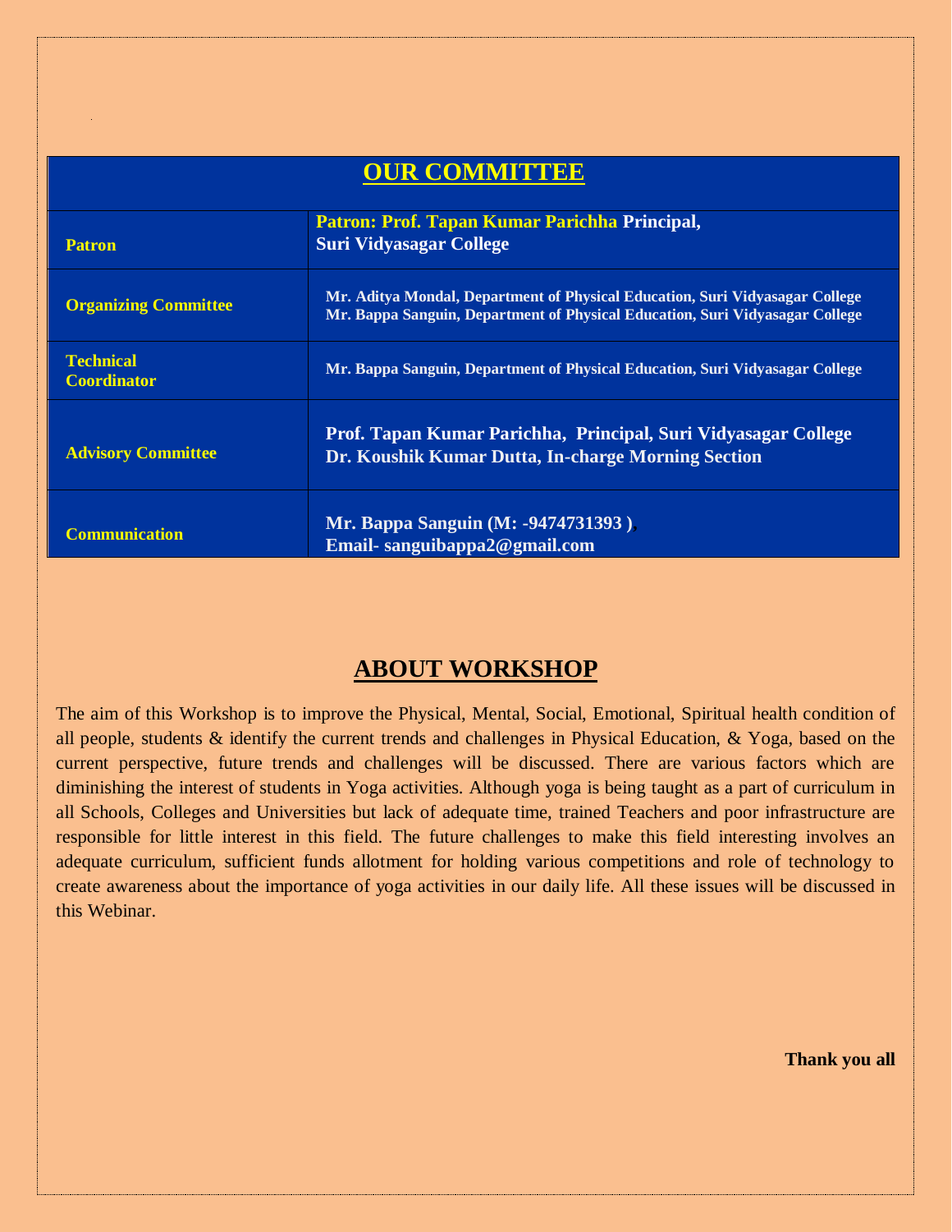## OUR COMMITTEE

| | |
|---|---|
| **Patron** | **Patron: Prof. Tapan Kumar Parichha Principal, Suri Vidyasagar College** |
| **Organizing Committee** | **Mr. Aditya Mondal, Department of Physical Education, Suri Vidyasagar College**<br>**Mr. Bappa Sanguin, Department of Physical Education, Suri Vidyasagar College** |
| **Technical Coordinator** | **Mr. Bappa Sanguin, Department of Physical Education, Suri Vidyasagar College** |
| **Advisory Committee** | **Prof. Tapan Kumar Parichha, Principal, Suri Vidyasagar College**<br>**Dr. Koushik Kumar Dutta, In-charge Morning Section** |
| **Communication** | **Mr. Bappa Sanguin (M: -9474731393 ),**<br>**Email- sanguibappa2@gmail.com** |

## ABOUT WORKSHOP

The aim of this Workshop is to improve the Physical, Mental, Social, Emotional, Spiritual health condition of all people, students & identify the current trends and challenges in Physical Education, & Yoga, based on the current perspective, future trends and challenges will be discussed. There are various factors which are diminishing the interest of students in Yoga activities. Although yoga is being taught as a part of curriculum in all Schools, Colleges and Universities but lack of adequate time, trained Teachers and poor infrastructure are responsible for little interest in this field. The future challenges to make this field interesting involves an adequate curriculum, sufficient funds allotment for holding various competitions and role of technology to create awareness about the importance of yoga activities in our daily life. All these issues will be discussed in this Webinar.

**Thank you all**